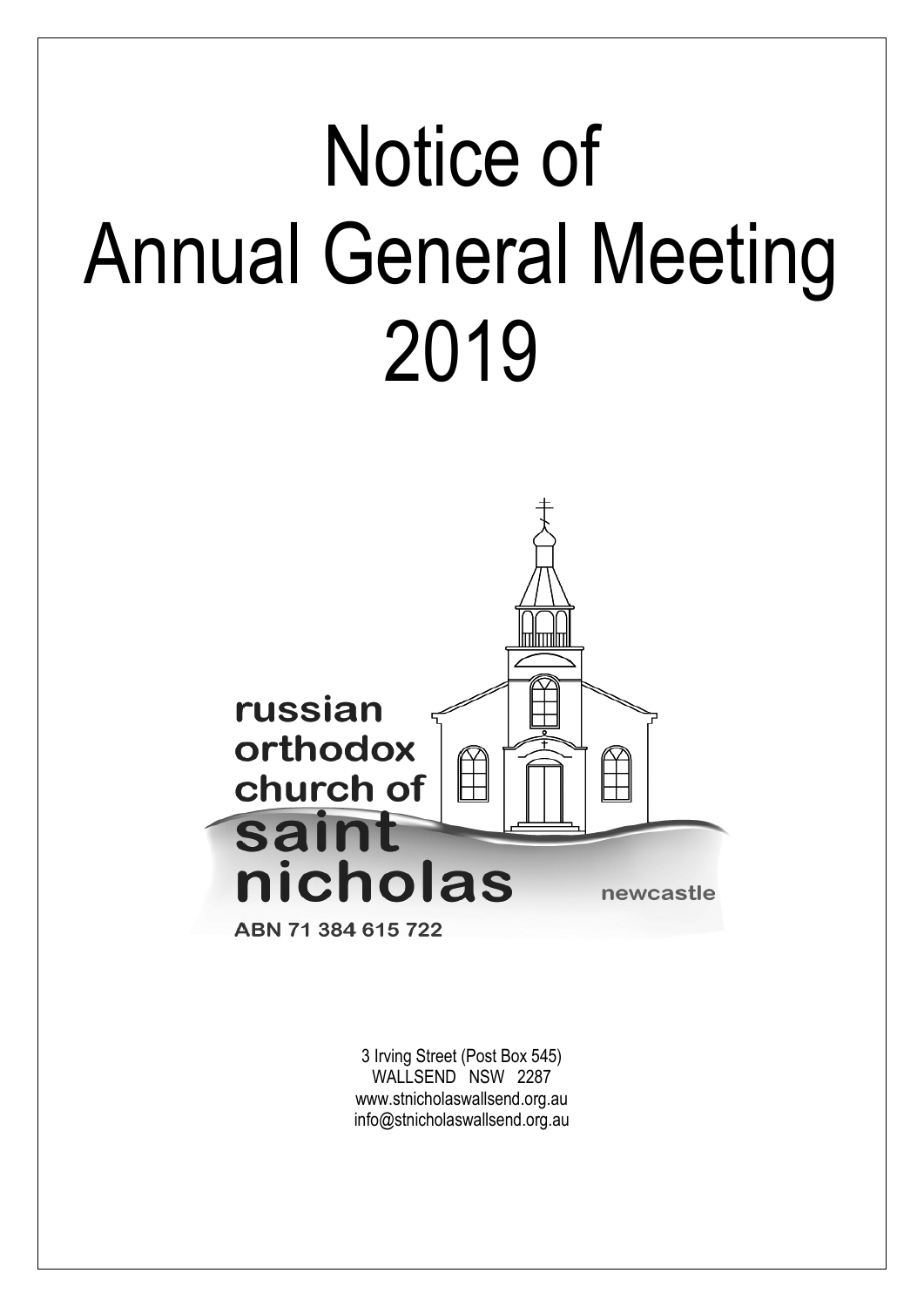# Notice of Annual General Meeting 2019

russian orthodox church of **saint nicholas** newcastle

ABN 71 384 615 722

3 Irving Street (Post Box 545)
WALLSEND NSW 2287
www.stnicholaswallsend.org.au
info@stnicholaswallsend.org.au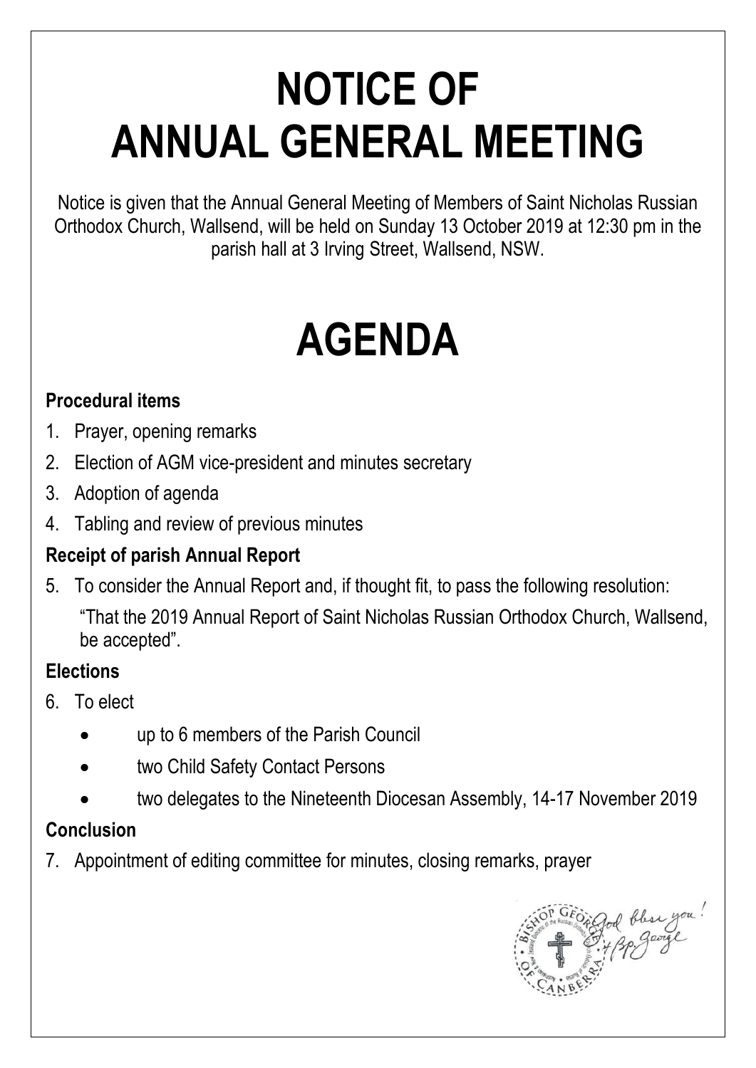# NOTICE OF ANNUAL GENERAL MEETING

Notice is given that the Annual General Meeting of Members of Saint Nicholas Russian Orthodox Church, Wallsend, will be held on Sunday 13 October 2019 at 12:30 pm in the parish hall at 3 Irving Street, Wallsend, NSW.

# AGENDA

**Procedural items**

1. Prayer, opening remarks
2. Election of AGM vice-president and minutes secretary
3. Adoption of agenda
4. Tabling and review of previous minutes

**Receipt of parish Annual Report**

5. To consider the Annual Report and, if thought fit, to pass the following resolution:

   "That the 2019 Annual Report of Saint Nicholas Russian Orthodox Church, Wallsend, be accepted".

**Elections**

6. To elect
   - up to 6 members of the Parish Council
   - two Child Safety Contact Persons
   - two delegates to the Nineteenth Diocesan Assembly, 14-17 November 2019

**Conclusion**

7. Appointment of editing committee for minutes, closing remarks, prayer

God bless you!
+Bp. George

BISHOP GEORGE OF CANBERRA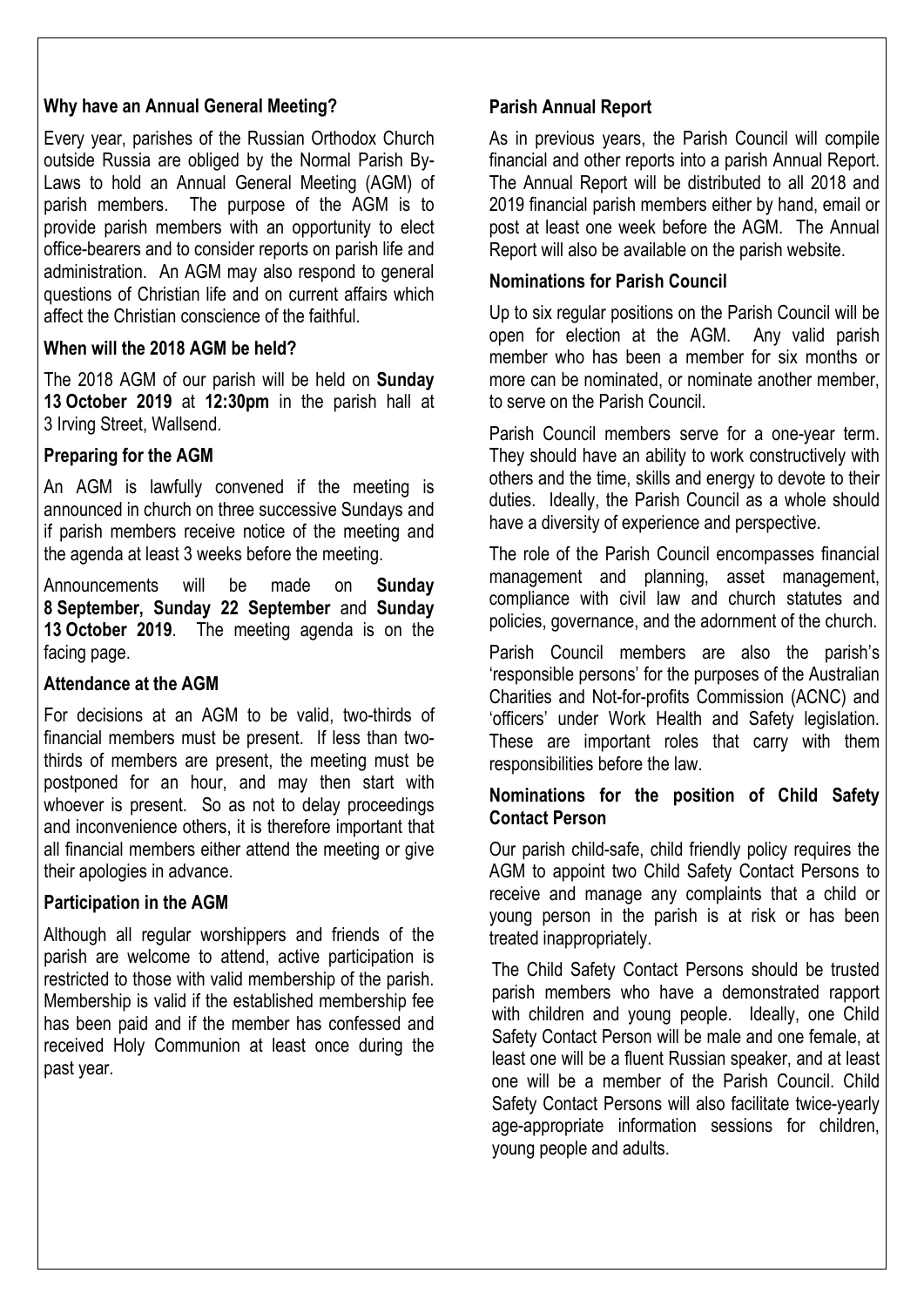**Why have an Annual General Meeting?**

Every year, parishes of the Russian Orthodox Church outside Russia are obliged by the Normal Parish By-Laws to hold an Annual General Meeting (AGM) of parish members. The purpose of the AGM is to provide parish members with an opportunity to elect office-bearers and to consider reports on parish life and administration. An AGM may also respond to general questions of Christian life and on current affairs which affect the Christian conscience of the faithful.

**When will the 2018 AGM be held?**

The 2018 AGM of our parish will be held on **Sunday 13 October 2019** at **12:30pm** in the parish hall at 3 Irving Street, Wallsend.

**Preparing for the AGM**

An AGM is lawfully convened if the meeting is announced in church on three successive Sundays and if parish members receive notice of the meeting and the agenda at least 3 weeks before the meeting.

Announcements will be made on **Sunday 8 September, Sunday 22 September** and **Sunday 13 October 2019**. The meeting agenda is on the facing page.

**Attendance at the AGM**

For decisions at an AGM to be valid, two-thirds of financial members must be present. If less than two-thirds of members are present, the meeting must be postponed for an hour, and may then start with whoever is present. So as not to delay proceedings and inconvenience others, it is therefore important that all financial members either attend the meeting or give their apologies in advance.

**Participation in the AGM**

Although all regular worshippers and friends of the parish are welcome to attend, active participation is restricted to those with valid membership of the parish. Membership is valid if the established membership fee has been paid and if the member has confessed and received Holy Communion at least once during the past year.

**Parish Annual Report**

As in previous years, the Parish Council will compile financial and other reports into a parish Annual Report. The Annual Report will be distributed to all 2018 and 2019 financial parish members either by hand, email or post at least one week before the AGM. The Annual Report will also be available on the parish website.

**Nominations for Parish Council**

Up to six regular positions on the Parish Council will be open for election at the AGM. Any valid parish member who has been a member for six months or more can be nominated, or nominate another member, to serve on the Parish Council.

Parish Council members serve for a one-year term. They should have an ability to work constructively with others and the time, skills and energy to devote to their duties. Ideally, the Parish Council as a whole should have a diversity of experience and perspective.

The role of the Parish Council encompasses financial management and planning, asset management, compliance with civil law and church statutes and policies, governance, and the adornment of the church.

Parish Council members are also the parish's 'responsible persons' for the purposes of the Australian Charities and Not-for-profits Commission (ACNC) and 'officers' under Work Health and Safety legislation. These are important roles that carry with them responsibilities before the law.

**Nominations for the position of Child Safety Contact Person**

Our parish child-safe, child friendly policy requires the AGM to appoint two Child Safety Contact Persons to receive and manage any complaints that a child or young person in the parish is at risk or has been treated inappropriately.

The Child Safety Contact Persons should be trusted parish members who have a demonstrated rapport with children and young people. Ideally, one Child Safety Contact Person will be male and one female, at least one will be a fluent Russian speaker, and at least one will be a member of the Parish Council. Child Safety Contact Persons will also facilitate twice-yearly age-appropriate information sessions for children, young people and adults.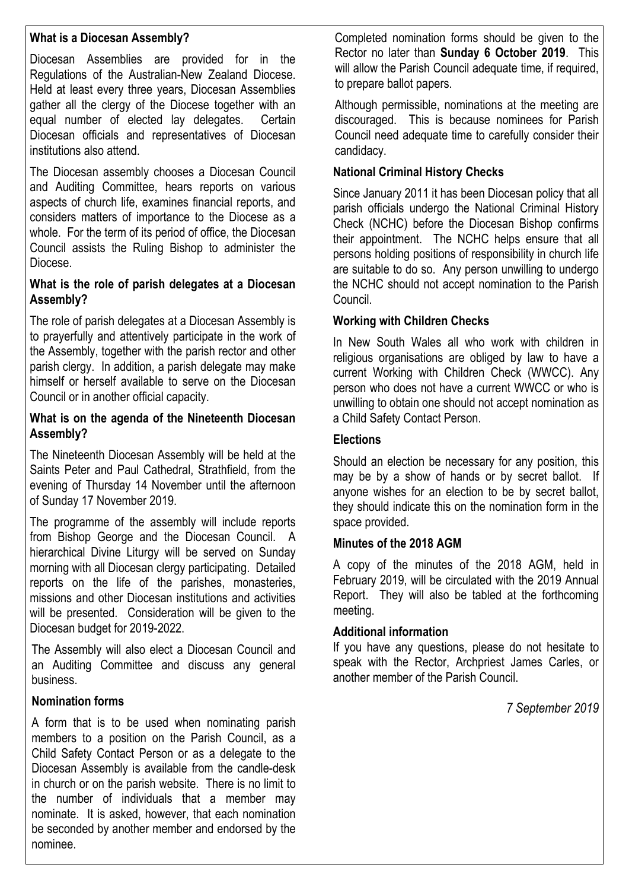**What is a Diocesan Assembly?**

Diocesan Assemblies are provided for in the Regulations of the Australian-New Zealand Diocese. Held at least every three years, Diocesan Assemblies gather all the clergy of the Diocese together with an equal number of elected lay delegates. Certain Diocesan officials and representatives of Diocesan institutions also attend.

The Diocesan assembly chooses a Diocesan Council and Auditing Committee, hears reports on various aspects of church life, examines financial reports, and considers matters of importance to the Diocese as a whole. For the term of its period of office, the Diocesan Council assists the Ruling Bishop to administer the Diocese.

**What is the role of parish delegates at a Diocesan Assembly?**

The role of parish delegates at a Diocesan Assembly is to prayerfully and attentively participate in the work of the Assembly, together with the parish rector and other parish clergy. In addition, a parish delegate may make himself or herself available to serve on the Diocesan Council or in another official capacity.

**What is on the agenda of the Nineteenth Diocesan Assembly?**

The Nineteenth Diocesan Assembly will be held at the Saints Peter and Paul Cathedral, Strathfield, from the evening of Thursday 14 November until the afternoon of Sunday 17 November 2019.

The programme of the assembly will include reports from Bishop George and the Diocesan Council. A hierarchical Divine Liturgy will be served on Sunday morning with all Diocesan clergy participating. Detailed reports on the life of the parishes, monasteries, missions and other Diocesan institutions and activities will be presented. Consideration will be given to the Diocesan budget for 2019-2022.

The Assembly will also elect a Diocesan Council and an Auditing Committee and discuss any general business.

**Nomination forms**

A form that is to be used when nominating parish members to a position on the Parish Council, as a Child Safety Contact Person or as a delegate to the Diocesan Assembly is available from the candle-desk in church or on the parish website. There is no limit to the number of individuals that a member may nominate. It is asked, however, that each nomination be seconded by another member and endorsed by the nominee.

Completed nomination forms should be given to the Rector no later than **Sunday 6 October 2019**. This will allow the Parish Council adequate time, if required, to prepare ballot papers.

Although permissible, nominations at the meeting are discouraged. This is because nominees for Parish Council need adequate time to carefully consider their candidacy.

**National Criminal History Checks**

Since January 2011 it has been Diocesan policy that all parish officials undergo the National Criminal History Check (NCHC) before the Diocesan Bishop confirms their appointment. The NCHC helps ensure that all persons holding positions of responsibility in church life are suitable to do so. Any person unwilling to undergo the NCHC should not accept nomination to the Parish Council.

**Working with Children Checks**

In New South Wales all who work with children in religious organisations are obliged by law to have a current Working with Children Check (WWCC). Any person who does not have a current WWCC or who is unwilling to obtain one should not accept nomination as a Child Safety Contact Person.

**Elections**

Should an election be necessary for any position, this may be by a show of hands or by secret ballot. If anyone wishes for an election to be by secret ballot, they should indicate this on the nomination form in the space provided.

**Minutes of the 2018 AGM**

A copy of the minutes of the 2018 AGM, held in February 2019, will be circulated with the 2019 Annual Report. They will also be tabled at the forthcoming meeting.

**Additional information**

If you have any questions, please do not hesitate to speak with the Rector, Archpriest James Carles, or another member of the Parish Council.

*7 September 2019*